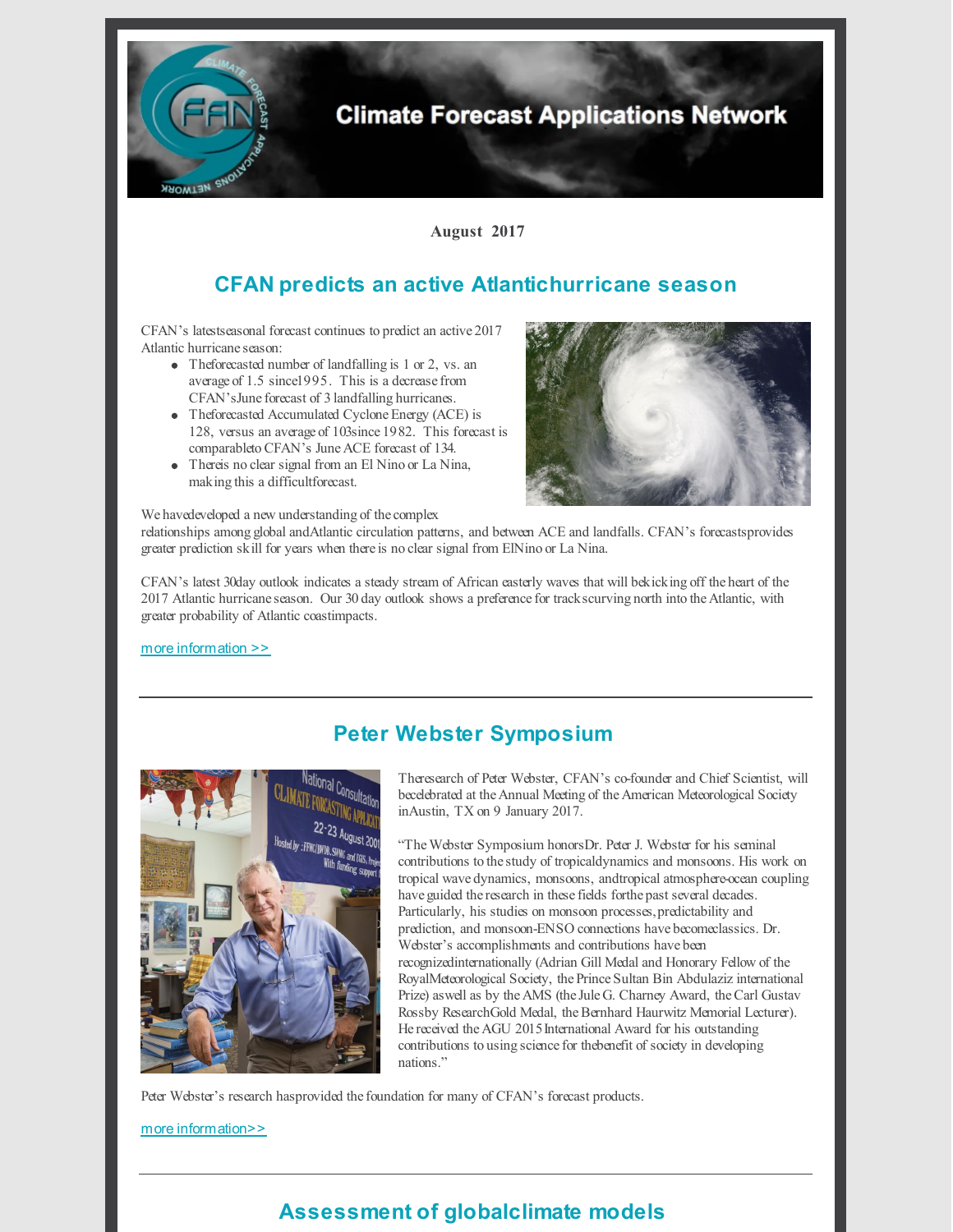Climate Forecast Applications Network

**August 2017**

## CFAN predicts an active Atlantic hurricane season

CFAN's latest seasonal forecast continues to predict an active 2017 Atlantic hurricane season:

- The forecasted number of landfalling is 1 or 2, vs. an average of 1.5 since 1995. This is a decrease from CFAN's June forecast of 3 landfalling hurricanes.
- The forecasted Accumulated Cyclone Energy (ACE) is 128, versus an average of 103 since 1982. This forecast is comparable to CFAN's June ACE forecast of 134.
- There is no clear signal from an El Nino or La Nina, making this a difficult forecast.

We have developed a new understanding of the complex relationships among global and Atlantic circulation patterns, and between ACE and landfalls. CFAN's forecasts provides greater prediction skill for years when there is no clear signal from El Nino or La Nina.

CFAN's latest 30 day outlook indicates a steady stream of African easterly waves that will be kicking off the heart of the 2017 Atlantic hurricane season. Our 30 day outlook shows a preference for tracks curving north into the Atlantic, with greater probability of Atlantic coast impacts.

more information >>

---

## Peter Webster Symposium

The research of Peter Webster, CFAN's co-founder and Chief Scientist, will be celebrated at the Annual Meeting of the American Meteorological Society in Austin, TX on 9 January 2017.

"The Webster Symposium honors Dr. Peter J. Webster for his seminal contributions to the study of tropical dynamics and monsoons. His work on tropical wave dynamics, monsoons, and tropical atmosphere-ocean coupling have guided the research in these fields for the past several decades. Particularly, his studies on monsoon processes, predictability and prediction, and monsoon-ENSO connections have become classics. Dr. Webster's accomplishments and contributions have been recognized internationally (Adrian Gill Medal and Honorary Fellow of the Royal Meteorological Society, the Prince Sultan Bin Abdulaziz international Prize) as well as by the AMS (the Jule G. Charney Award, the Carl Gustav Rossby Research Gold Medal, the Bernhard Haurwitz Memorial Lecturer). He received the AGU 2015 International Award for his outstanding contributions to using science for the benefit of society in developing nations."

Peter Webster's research has provided the foundation for many of CFAN's forecast products.

more information>>

---

## Assessment of global climate models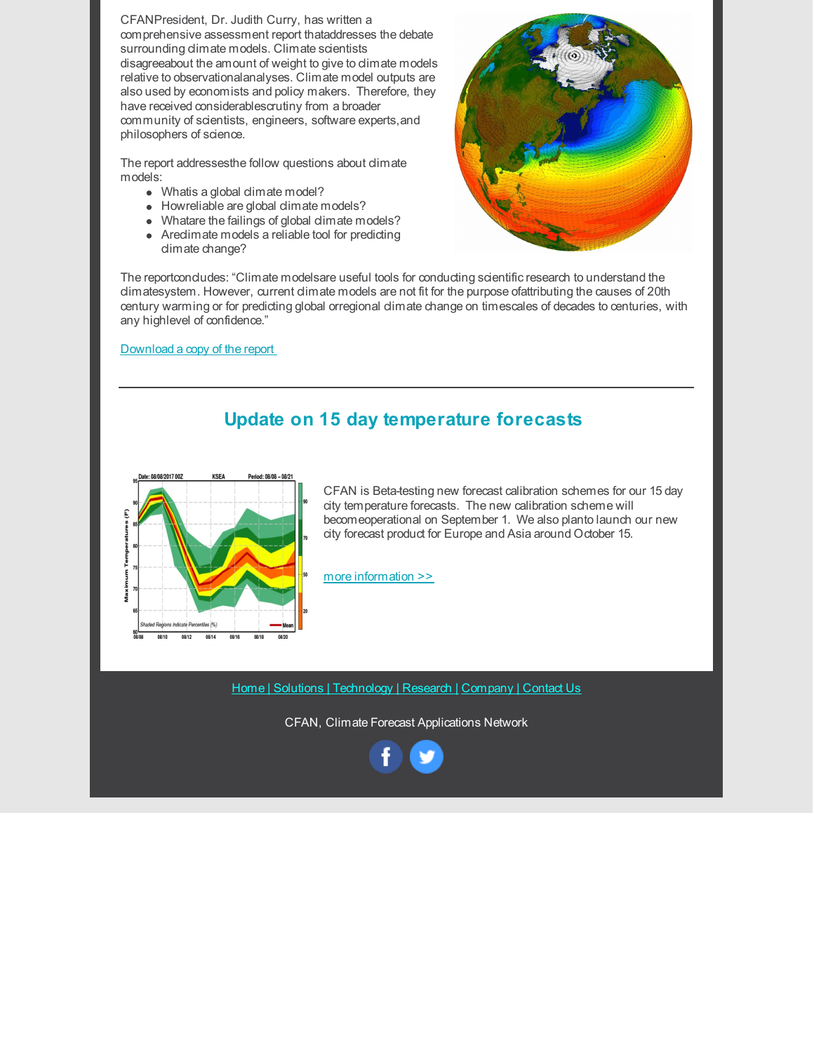CFAN President, Dr. Judith Curry, has written a comprehensive assessment report that addresses the debate surrounding climate models. Climate scientists disagree about the amount of weight to give to climate models relative to observational analyses. Climate model outputs are also used by economists and policy makers. Therefore, they have received considerable scrutiny from a broader community of scientists, engineers, software experts, and philosophers of science.

The report addresses the follow questions about climate models:

- What is a global climate model?
- How reliable are global climate models?
- What are the failings of global climate models?
- Are climate models a reliable tool for predicting climate change?

The report concludes: "Climate models are useful tools for conducting scientific research to understand the climate system. However, current climate models are not fit for the purpose of attributing the causes of 20th century warming or for predicting global or regional climate change on timescales of decades to centuries, with any high level of confidence."

Download a copy of the report

---

## Update on 15 day temperature forecasts

Date: 08/08/2017 00Z
KSEA
Period: 08/08 – 08/21
Maximum Temperatures (F)
Shaded Regions Indicate Percentiles (%)
Mean

CFAN is Beta-testing new forecast calibration schemes for our 15 day city temperature forecasts. The new calibration scheme will become operational on September 1. We also plan to launch our new city forecast product for Europe and Asia around October 15.

more information >>

Home | Solutions | Technology | Research | Company | Contact Us

CFAN, Climate Forecast Applications Network